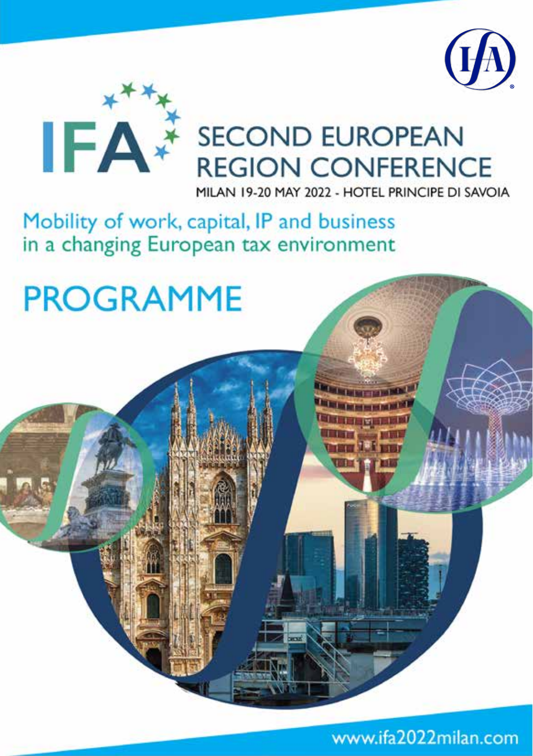IFA

# SECOND EUROPEAN REGION CONFERENCE

MILAN 19-20 MAY 2022 - HOTEL PRINCIPE DI SAVOIA

## Mobility of work, capital, IP and business in a changing European tax environment

# PROGRAMME

www.ifa2022milan.com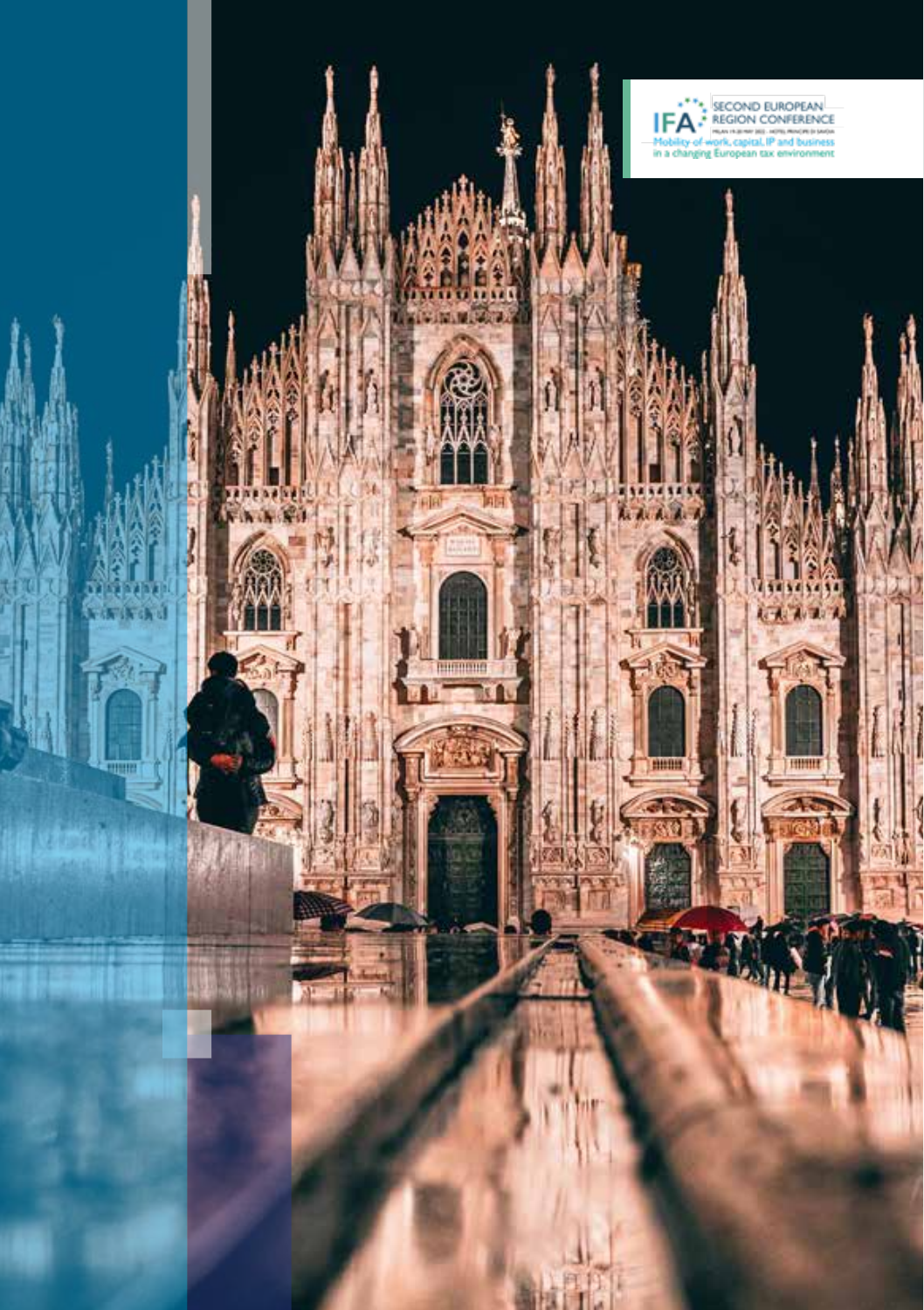SECOND EUROPEAN REGION CONFERENCE

Mobility of work, capital, IP and business in a changing European tax environment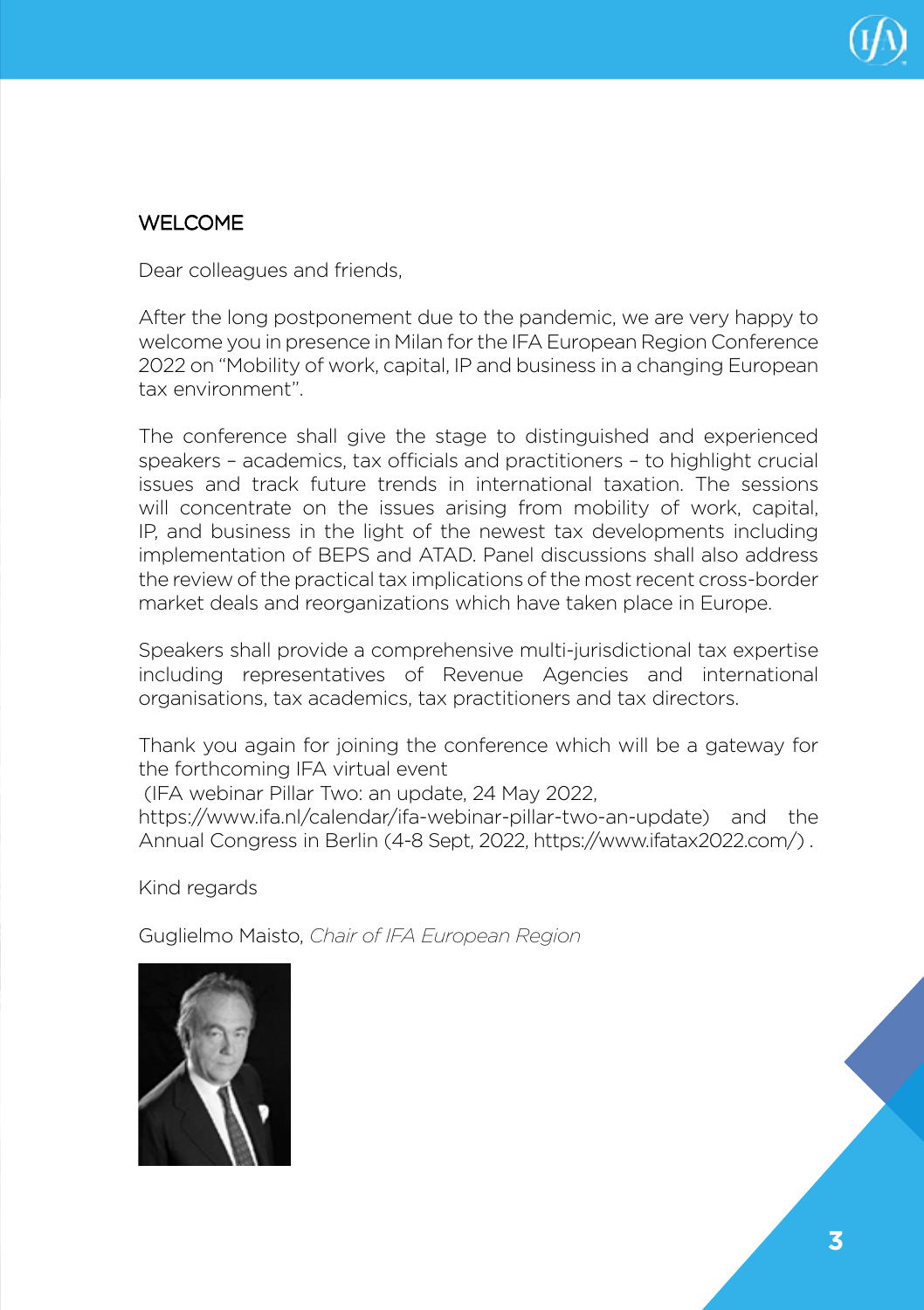## WELCOME

Dear colleagues and friends,

After the long postponement due to the pandemic, we are very happy to welcome you in presence in Milan for the IFA European Region Conference 2022 on "Mobility of work, capital, IP and business in a changing European tax environment".

The conference shall give the stage to distinguished and experienced speakers – academics, tax officials and practitioners – to highlight crucial issues and track future trends in international taxation. The sessions will concentrate on the issues arising from mobility of work, capital, IP, and business in the light of the newest tax developments including implementation of BEPS and ATAD. Panel discussions shall also address the review of the practical tax implications of the most recent cross-border market deals and reorganizations which have taken place in Europe.

Speakers shall provide a comprehensive multi-jurisdictional tax expertise including representatives of Revenue Agencies and international organisations, tax academics, tax practitioners and tax directors.

Thank you again for joining the conference which will be a gateway for the forthcoming IFA virtual event
(IFA webinar Pillar Two: an update, 24 May 2022, https://www.ifa.nl/calendar/ifa-webinar-pillar-two-an-update) and the Annual Congress in Berlin (4-8 Sept, 2022, https://www.ifatax2022.com/) .

Kind regards

Guglielmo Maisto, *Chair of IFA European Region*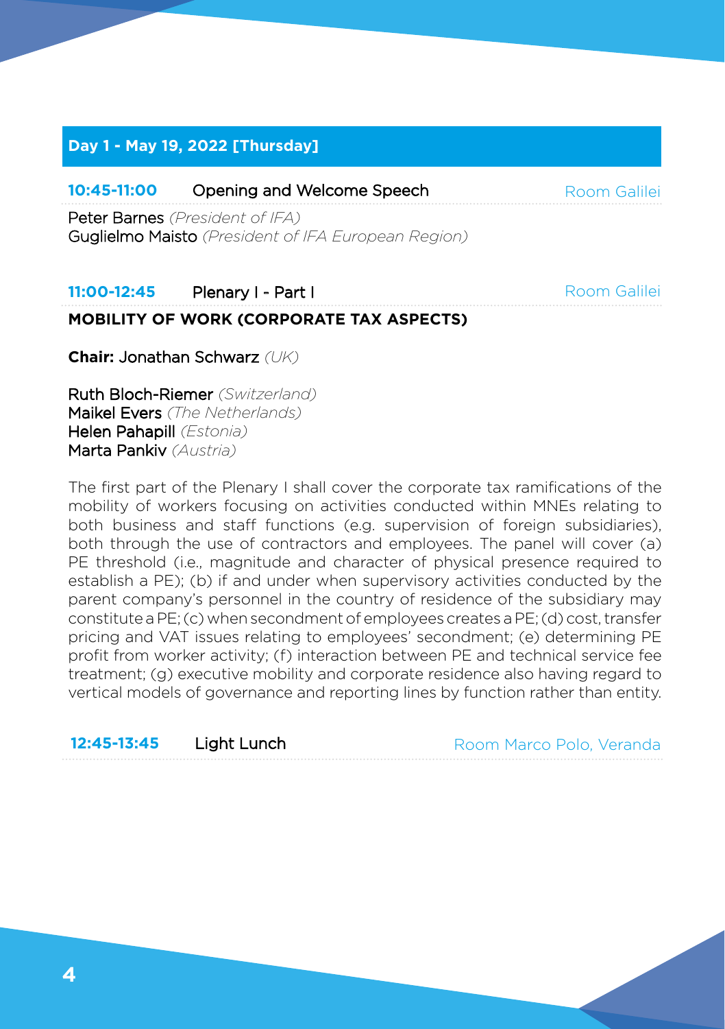## Day 1 - May 19, 2022 [Thursday]

**10:45-11:00** Opening and Welcome Speech — Room Galilei

Peter Barnes *(President of IFA)*
Guglielmo Maisto *(President of IFA European Region)*

**11:00-12:45** Plenary I - Part I — Room Galilei

**MOBILITY OF WORK (CORPORATE TAX ASPECTS)**

**Chair:** Jonathan Schwarz *(UK)*

Ruth Bloch-Riemer *(Switzerland)*
Maikel Evers *(The Netherlands)*
Helen Pahapill *(Estonia)*
Marta Pankiv *(Austria)*

The first part of the Plenary I shall cover the corporate tax ramifications of the mobility of workers focusing on activities conducted within MNEs relating to both business and staff functions (e.g. supervision of foreign subsidiaries), both through the use of contractors and employees. The panel will cover (a) PE threshold (i.e., magnitude and character of physical presence required to establish a PE); (b) if and under when supervisory activities conducted by the parent company's personnel in the country of residence of the subsidiary may constitute a PE; (c) when secondment of employees creates a PE; (d) cost, transfer pricing and VAT issues relating to employees' secondment; (e) determining PE profit from worker activity; (f) interaction between PE and technical service fee treatment; (g) executive mobility and corporate residence also having regard to vertical models of governance and reporting lines by function rather than entity.

**12:45-13:45** Light Lunch — Room Marco Polo, Veranda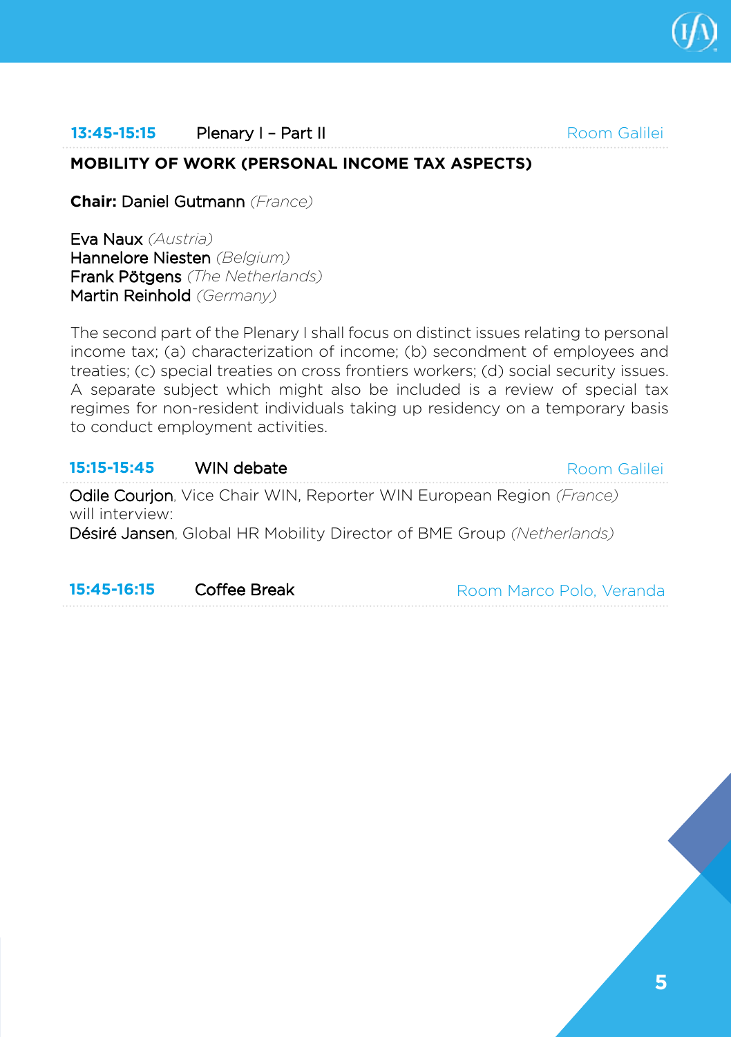**13:45-15:15** Plenary I – Part II — Room Galilei

## MOBILITY OF WORK (PERSONAL INCOME TAX ASPECTS)

**Chair:** Daniel Gutmann *(France)*

Eva Naux *(Austria)*
Hannelore Niesten *(Belgium)*
Frank Pötgens *(The Netherlands)*
Martin Reinhold *(Germany)*

The second part of the Plenary I shall focus on distinct issues relating to personal income tax; (a) characterization of income; (b) secondment of employees and treaties; (c) special treaties on cross frontiers workers; (d) social security issues. A separate subject which might also be included is a review of special tax regimes for non-resident individuals taking up residency on a temporary basis to conduct employment activities.

**15:15-15:45** WIN debate — Room Galilei

Odile Courjon, Vice Chair WIN, Reporter WIN European Region *(France)* will interview:
Désiré Jansen, Global HR Mobility Director of BME Group *(Netherlands)*

**15:45-16:15** Coffee Break — Room Marco Polo, Veranda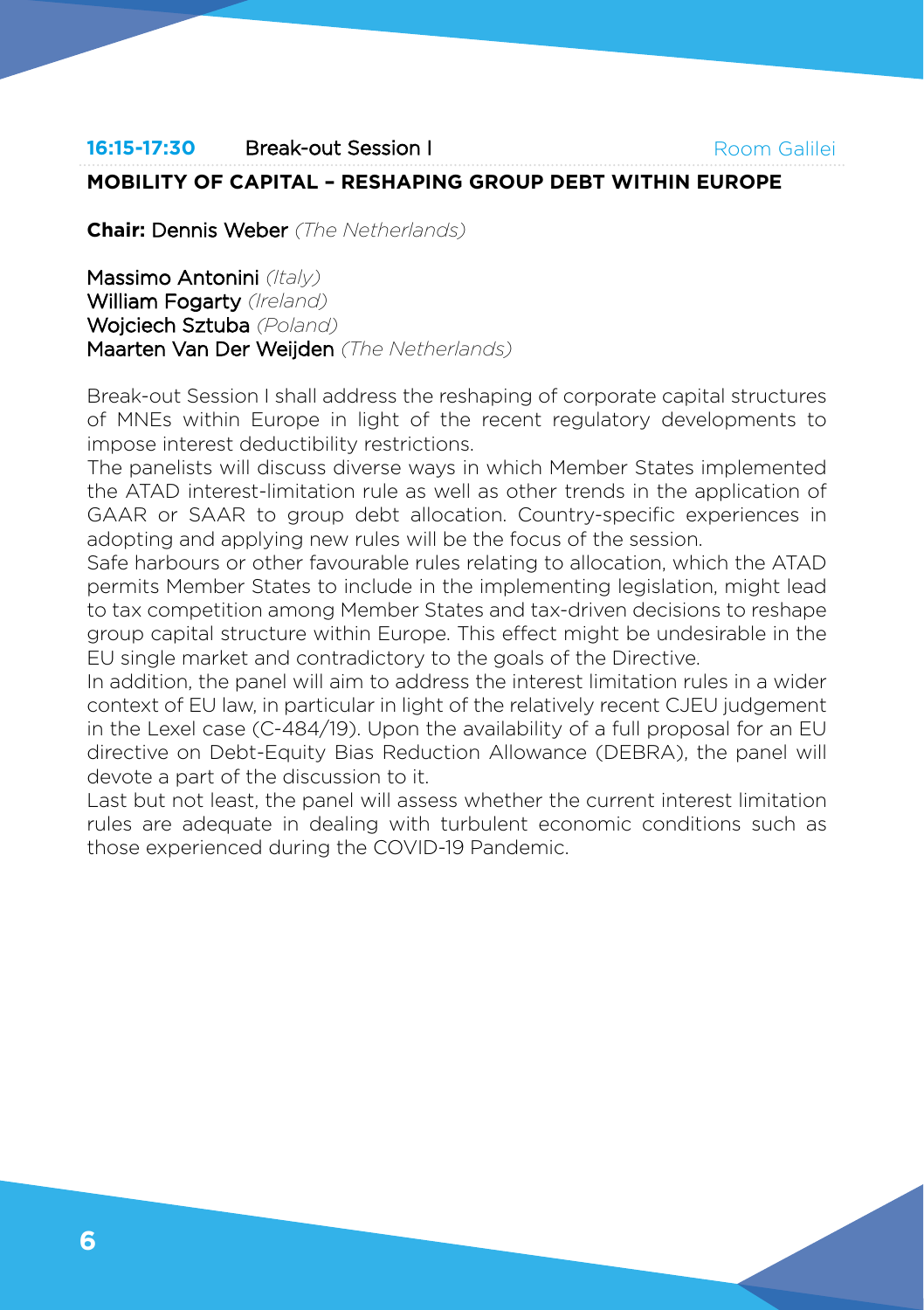**16:15-17:30** Break-out Session I Room Galilei

## MOBILITY OF CAPITAL – RESHAPING GROUP DEBT WITHIN EUROPE

**Chair:** Dennis Weber *(The Netherlands)*

Massimo Antonini *(Italy)*
William Fogarty *(Ireland)*
Wojciech Sztuba *(Poland)*
Maarten Van Der Weijden *(The Netherlands)*

Break-out Session I shall address the reshaping of corporate capital structures of MNEs within Europe in light of the recent regulatory developments to impose interest deductibility restrictions.
The panelists will discuss diverse ways in which Member States implemented the ATAD interest-limitation rule as well as other trends in the application of GAAR or SAAR to group debt allocation. Country-specific experiences in adopting and applying new rules will be the focus of the session.
Safe harbours or other favourable rules relating to allocation, which the ATAD permits Member States to include in the implementing legislation, might lead to tax competition among Member States and tax-driven decisions to reshape group capital structure within Europe. This effect might be undesirable in the EU single market and contradictory to the goals of the Directive.
In addition, the panel will aim to address the interest limitation rules in a wider context of EU law, in particular in light of the relatively recent CJEU judgement in the Lexel case (C-484/19). Upon the availability of a full proposal for an EU directive on Debt-Equity Bias Reduction Allowance (DEBRA), the panel will devote a part of the discussion to it.
Last but not least, the panel will assess whether the current interest limitation rules are adequate in dealing with turbulent economic conditions such as those experienced during the COVID-19 Pandemic.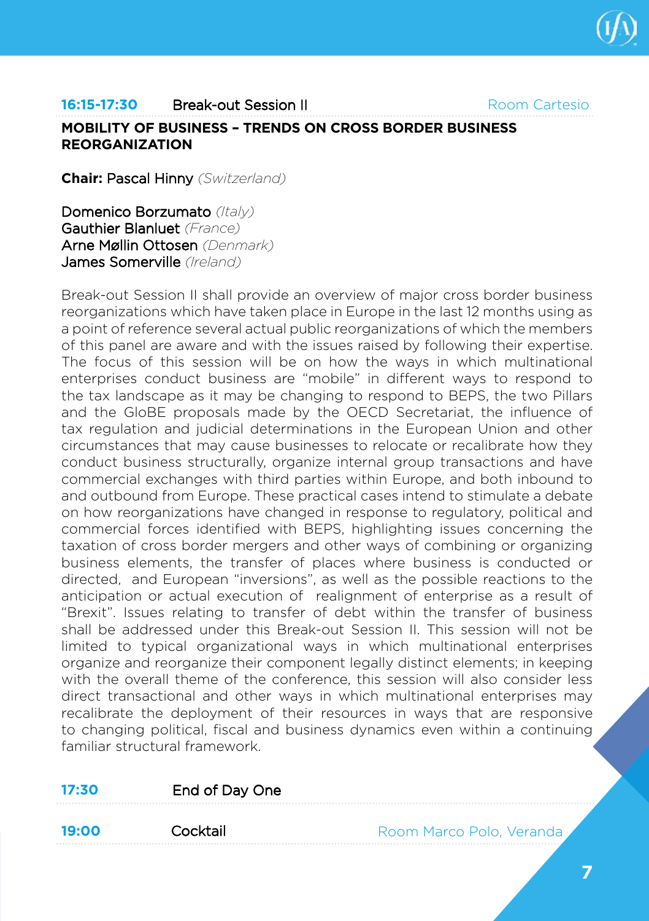**16:15-17:30** Break-out Session II — Room Cartesio

## MOBILITY OF BUSINESS – TRENDS ON CROSS BORDER BUSINESS REORGANIZATION

**Chair:** Pascal Hinny *(Switzerland)*

Domenico Borzumato *(Italy)*  
Gauthier Blanluet *(France)*  
Arne Møllin Ottosen *(Denmark)*  
James Somerville *(Ireland)*

Break-out Session II shall provide an overview of major cross border business reorganizations which have taken place in Europe in the last 12 months using as a point of reference several actual public reorganizations of which the members of this panel are aware and with the issues raised by following their expertise. The focus of this session will be on how the ways in which multinational enterprises conduct business are "mobile" in different ways to respond to the tax landscape as it may be changing to respond to BEPS, the two Pillars and the GloBE proposals made by the OECD Secretariat, the influence of tax regulation and judicial determinations in the European Union and other circumstances that may cause businesses to relocate or recalibrate how they conduct business structurally, organize internal group transactions and have commercial exchanges with third parties within Europe, and both inbound to and outbound from Europe. These practical cases intend to stimulate a debate on how reorganizations have changed in response to regulatory, political and commercial forces identified with BEPS, highlighting issues concerning the taxation of cross border mergers and other ways of combining or organizing business elements, the transfer of places where business is conducted or directed, and European "inversions", as well as the possible reactions to the anticipation or actual execution of realignment of enterprise as a result of "Brexit". Issues relating to transfer of debt within the transfer of business shall be addressed under this Break-out Session II. This session will not be limited to typical organizational ways in which multinational enterprises organize and reorganize their component legally distinct elements; in keeping with the overall theme of the conference, this session will also consider less direct transactional and other ways in which multinational enterprises may recalibrate the deployment of their resources in ways that are responsive to changing political, fiscal and business dynamics even within a continuing familiar structural framework.

**17:30** End of Day One

**19:00** Cocktail — Room Marco Polo, Veranda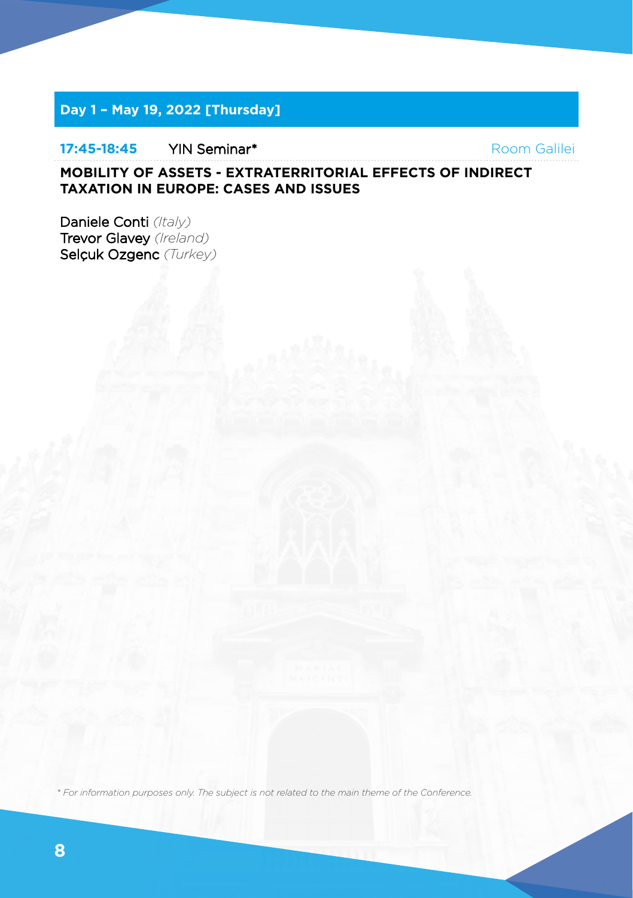## Day 1 – May 19, 2022 [Thursday]

**17:45-18:45** YIN Seminar* Room Galilei

### MOBILITY OF ASSETS - EXTRATERRITORIAL EFFECTS OF INDIRECT TAXATION IN EUROPE: CASES AND ISSUES

Daniele Conti *(Italy)*
Trevor Glavey *(Ireland)*
Selçuk Ozgenc *(Turkey)*

*\* For information purposes only. The subject is not related to the main theme of the Conference.*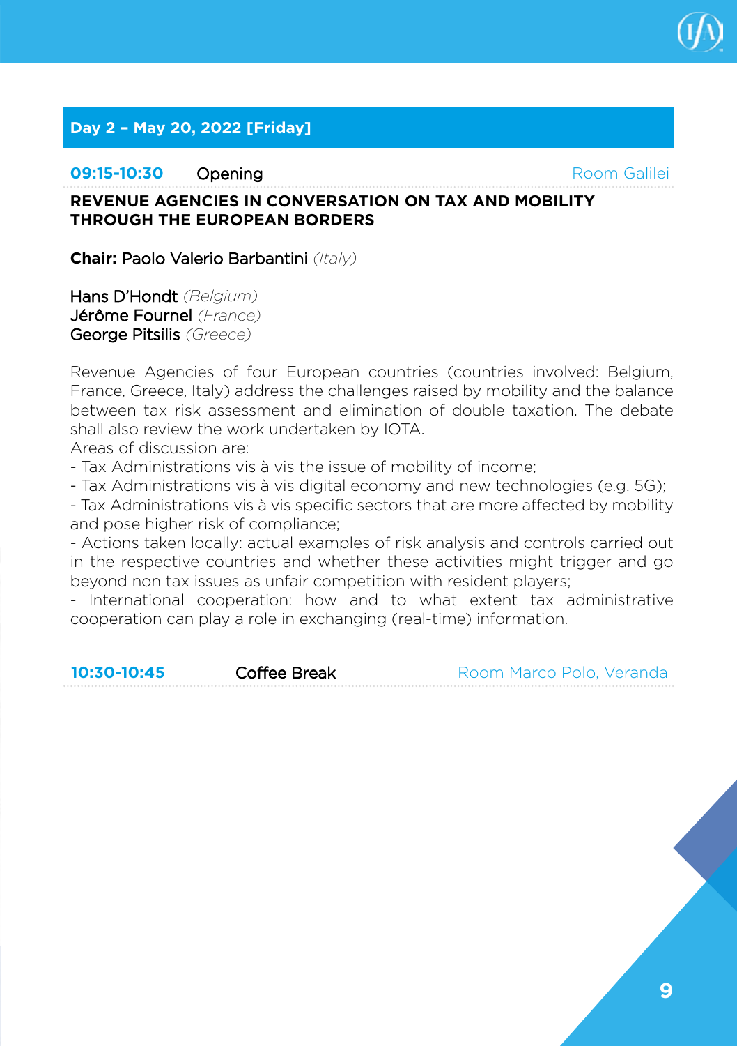## Day 2 – May 20, 2022 [Friday]

**09:15-10:30** Opening — Room Galilei

**REVENUE AGENCIES IN CONVERSATION ON TAX AND MOBILITY THROUGH THE EUROPEAN BORDERS**

**Chair:** Paolo Valerio Barbantini *(Italy)*

Hans D'Hondt *(Belgium)*
Jérôme Fournel *(France)*
George Pitsilis *(Greece)*

Revenue Agencies of four European countries (countries involved: Belgium, France, Greece, Italy) address the challenges raised by mobility and the balance between tax risk assessment and elimination of double taxation. The debate shall also review the work undertaken by IOTA.
Areas of discussion are:

- Tax Administrations vis à vis the issue of mobility of income;
- Tax Administrations vis à vis digital economy and new technologies (e.g. 5G);
- Tax Administrations vis à vis specific sectors that are more affected by mobility and pose higher risk of compliance;
- Actions taken locally: actual examples of risk analysis and controls carried out in the respective countries and whether these activities might trigger and go beyond non tax issues as unfair competition with resident players;
- International cooperation: how and to what extent tax administrative cooperation can play a role in exchanging (real-time) information.

**10:30-10:45** Coffee Break — Room Marco Polo, Veranda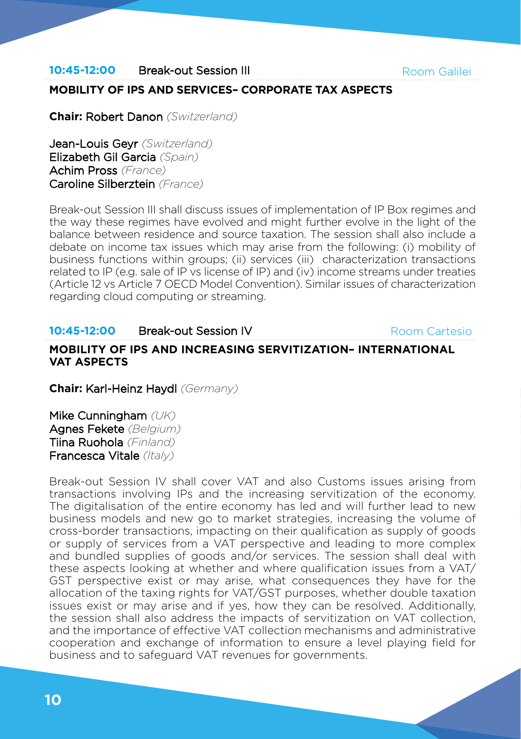**10:45-12:00** Break-out Session III Room Galilei

## MOBILITY OF IPS AND SERVICES– CORPORATE TAX ASPECTS

**Chair:** Robert Danon *(Switzerland)*

Jean-Louis Geyr *(Switzerland)*
Elizabeth Gil Garcia *(Spain)*
Achim Pross *(France)*
Caroline Silberztein *(France)*

Break-out Session III shall discuss issues of implementation of IP Box regimes and the way these regimes have evolved and might further evolve in the light of the balance between residence and source taxation. The session shall also include a debate on income tax issues which may arise from the following: (i) mobility of business functions within groups; (ii) services (iii) characterization transactions related to IP (e.g. sale of IP vs license of IP) and (iv) income streams under treaties (Article 12 vs Article 7 OECD Model Convention). Similar issues of characterization regarding cloud computing or streaming.

**10:45-12:00** Break-out Session IV Room Cartesio

## MOBILITY OF IPS AND INCREASING SERVITIZATION– INTERNATIONAL VAT ASPECTS

**Chair:** Karl-Heinz Haydl *(Germany)*

Mike Cunningham *(UK)*
Agnes Fekete *(Belgium)*
Tiina Ruohola *(Finland)*
Francesca Vitale *(Italy)*

Break-out Session IV shall cover VAT and also Customs issues arising from transactions involving IPs and the increasing servitization of the economy. The digitalisation of the entire economy has led and will further lead to new business models and new go to market strategies, increasing the volume of cross-border transactions, impacting on their qualification as supply of goods or supply of services from a VAT perspective and leading to more complex and bundled supplies of goods and/or services. The session shall deal with these aspects looking at whether and where qualification issues from a VAT/GST perspective exist or may arise, what consequences they have for the allocation of the taxing rights for VAT/GST purposes, whether double taxation issues exist or may arise and if yes, how they can be resolved. Additionally, the session shall also address the impacts of servitization on VAT collection, and the importance of effective VAT collection mechanisms and administrative cooperation and exchange of information to ensure a level playing field for business and to safeguard VAT revenues for governments.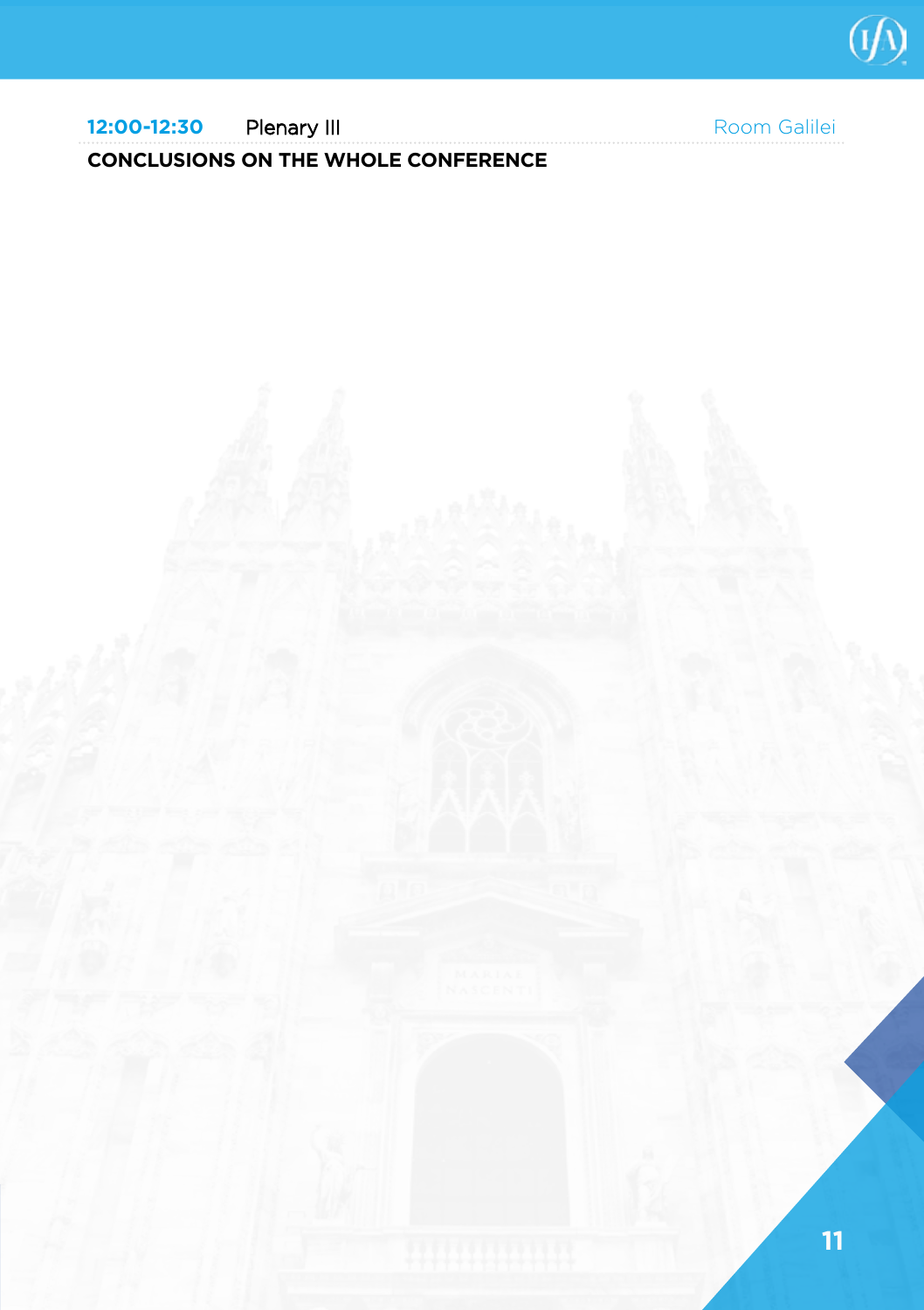**12:00-12:30** Plenary III Room Galilei

**CONCLUSIONS ON THE WHOLE CONFERENCE**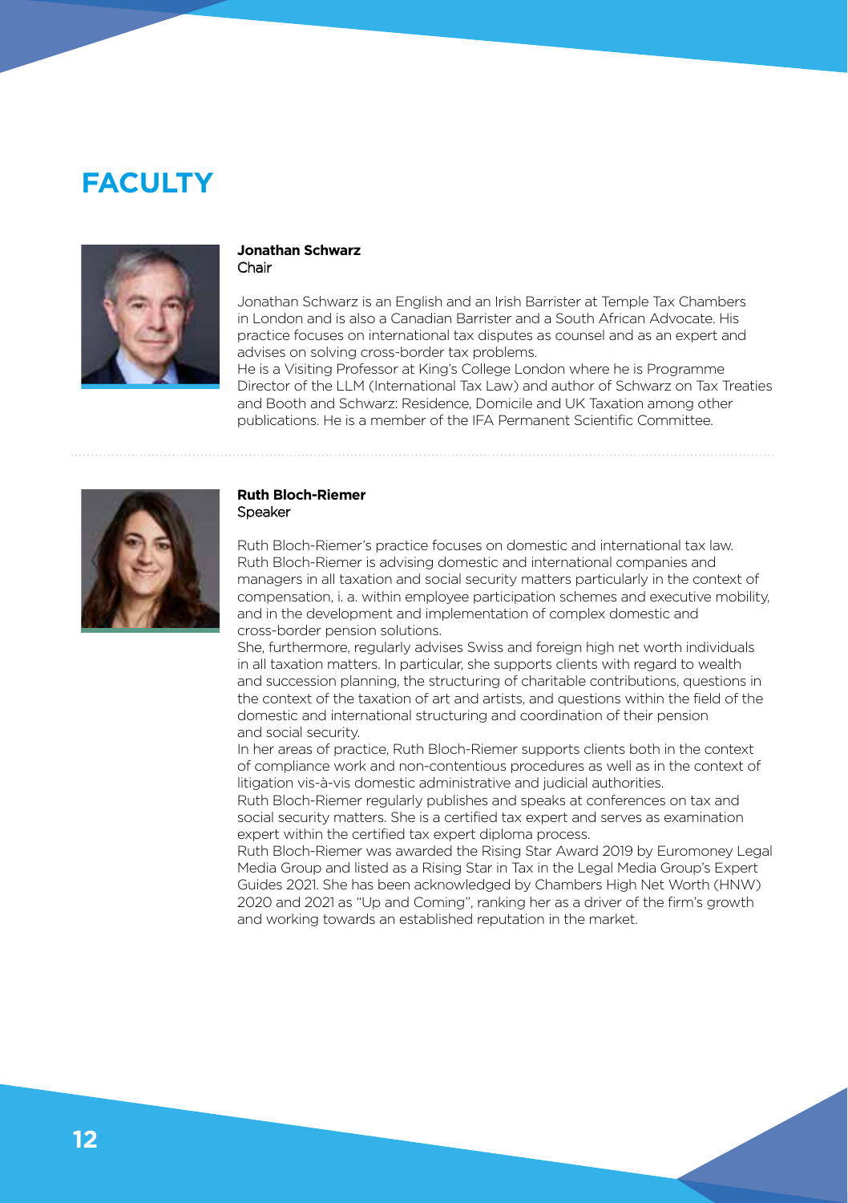# FACULTY

**Jonathan Schwarz**
Chair

Jonathan Schwarz is an English and an Irish Barrister at Temple Tax Chambers in London and is also a Canadian Barrister and a South African Advocate. His practice focuses on international tax disputes as counsel and as an expert and advises on solving cross-border tax problems.
He is a Visiting Professor at King's College London where he is Programme Director of the LLM (International Tax Law) and author of Schwarz on Tax Treaties and Booth and Schwarz: Residence, Domicile and UK Taxation among other publications. He is a member of the IFA Permanent Scientific Committee.

**Ruth Bloch-Riemer**
Speaker

Ruth Bloch-Riemer's practice focuses on domestic and international tax law. Ruth Bloch-Riemer is advising domestic and international companies and managers in all taxation and social security matters particularly in the context of compensation, i. a. within employee participation schemes and executive mobility, and in the development and implementation of complex domestic and cross-border pension solutions.
She, furthermore, regularly advises Swiss and foreign high net worth individuals in all taxation matters. In particular, she supports clients with regard to wealth and succession planning, the structuring of charitable contributions, questions in the context of the taxation of art and artists, and questions within the field of the domestic and international structuring and coordination of their pension and social security.
In her areas of practice, Ruth Bloch-Riemer supports clients both in the context of compliance work and non-contentious procedures as well as in the context of litigation vis-à-vis domestic administrative and judicial authorities.
Ruth Bloch-Riemer regularly publishes and speaks at conferences on tax and social security matters. She is a certified tax expert and serves as examination expert within the certified tax expert diploma process.
Ruth Bloch-Riemer was awarded the Rising Star Award 2019 by Euromoney Legal Media Group and listed as a Rising Star in Tax in the Legal Media Group's Expert Guides 2021. She has been acknowledged by Chambers High Net Worth (HNW) 2020 and 2021 as "Up and Coming", ranking her as a driver of the firm's growth and working towards an established reputation in the market.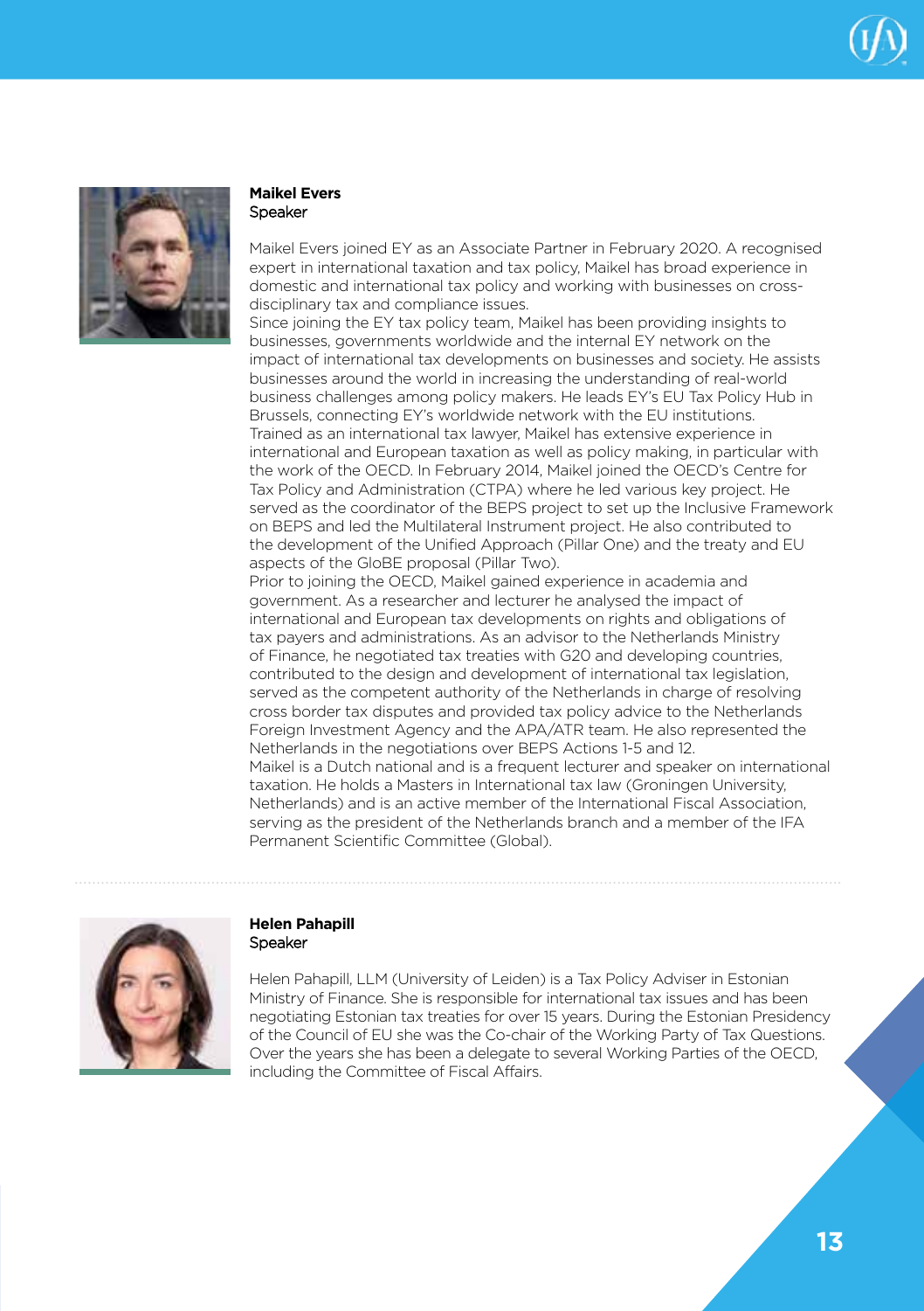**Maikel Evers**
Speaker

Maikel Evers joined EY as an Associate Partner in February 2020. A recognised expert in international taxation and tax policy, Maikel has broad experience in domestic and international tax policy and working with businesses on cross-disciplinary tax and compliance issues.

Since joining the EY tax policy team, Maikel has been providing insights to businesses, governments worldwide and the internal EY network on the impact of international tax developments on businesses and society. He assists businesses around the world in increasing the understanding of real-world business challenges among policy makers. He leads EY's EU Tax Policy Hub in Brussels, connecting EY's worldwide network with the EU institutions.

Trained as an international tax lawyer, Maikel has extensive experience in international and European taxation as well as policy making, in particular with the work of the OECD. In February 2014, Maikel joined the OECD's Centre for Tax Policy and Administration (CTPA) where he led various key project. He served as the coordinator of the BEPS project to set up the Inclusive Framework on BEPS and led the Multilateral Instrument project. He also contributed to the development of the Unified Approach (Pillar One) and the treaty and EU aspects of the GloBE proposal (Pillar Two).

Prior to joining the OECD, Maikel gained experience in academia and government. As a researcher and lecturer he analysed the impact of international and European tax developments on rights and obligations of tax payers and administrations. As an advisor to the Netherlands Ministry of Finance, he negotiated tax treaties with G20 and developing countries, contributed to the design and development of international tax legislation, served as the competent authority of the Netherlands in charge of resolving cross border tax disputes and provided tax policy advice to the Netherlands Foreign Investment Agency and the APA/ATR team. He also represented the Netherlands in the negotiations over BEPS Actions 1-5 and 12.

Maikel is a Dutch national and is a frequent lecturer and speaker on international taxation. He holds a Masters in International tax law (Groningen University, Netherlands) and is an active member of the International Fiscal Association, serving as the president of the Netherlands branch and a member of the IFA Permanent Scientific Committee (Global).

---

**Helen Pahapill**
Speaker

Helen Pahapill, LLM (University of Leiden) is a Tax Policy Adviser in Estonian Ministry of Finance. She is responsible for international tax issues and has been negotiating Estonian tax treaties for over 15 years. During the Estonian Presidency of the Council of EU she was the Co-chair of the Working Party of Tax Questions. Over the years she has been a delegate to several Working Parties of the OECD, including the Committee of Fiscal Affairs.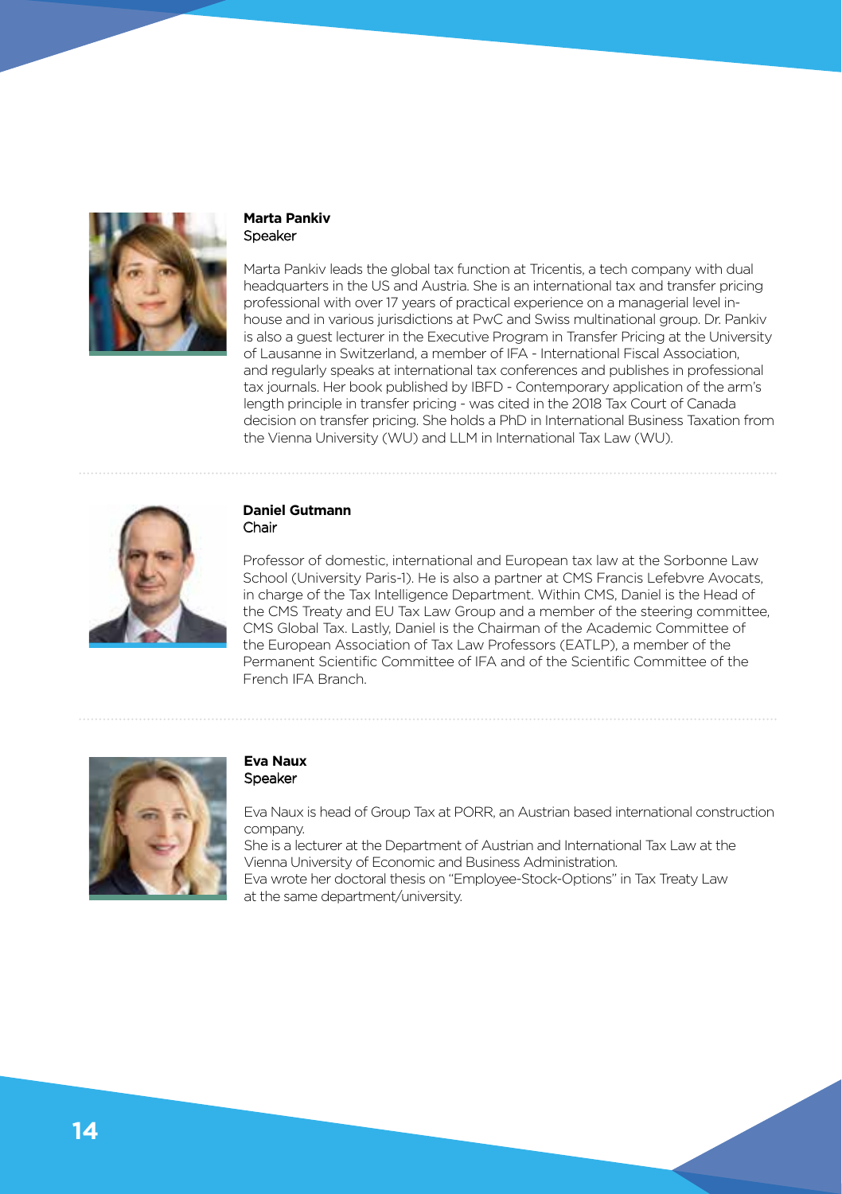**Marta Pankiv**
Speaker

Marta Pankiv leads the global tax function at Tricentis, a tech company with dual headquarters in the US and Austria. She is an international tax and transfer pricing professional with over 17 years of practical experience on a managerial level in-house and in various jurisdictions at PwC and Swiss multinational group. Dr. Pankiv is also a guest lecturer in the Executive Program in Transfer Pricing at the University of Lausanne in Switzerland, a member of IFA - International Fiscal Association, and regularly speaks at international tax conferences and publishes in professional tax journals. Her book published by IBFD - Contemporary application of the arm's length principle in transfer pricing - was cited in the 2018 Tax Court of Canada decision on transfer pricing. She holds a PhD in International Business Taxation from the Vienna University (WU) and LLM in International Tax Law (WU).

---

**Daniel Gutmann**
Chair

Professor of domestic, international and European tax law at the Sorbonne Law School (University Paris-1). He is also a partner at CMS Francis Lefebvre Avocats, in charge of the Tax Intelligence Department. Within CMS, Daniel is the Head of the CMS Treaty and EU Tax Law Group and a member of the steering committee, CMS Global Tax. Lastly, Daniel is the Chairman of the Academic Committee of the European Association of Tax Law Professors (EATLP), a member of the Permanent Scientific Committee of IFA and of the Scientific Committee of the French IFA Branch.

---

**Eva Naux**
Speaker

Eva Naux is head of Group Tax at PORR, an Austrian based international construction company.
She is a lecturer at the Department of Austrian and International Tax Law at the Vienna University of Economic and Business Administration.
Eva wrote her doctoral thesis on "Employee-Stock-Options" in Tax Treaty Law at the same department/university.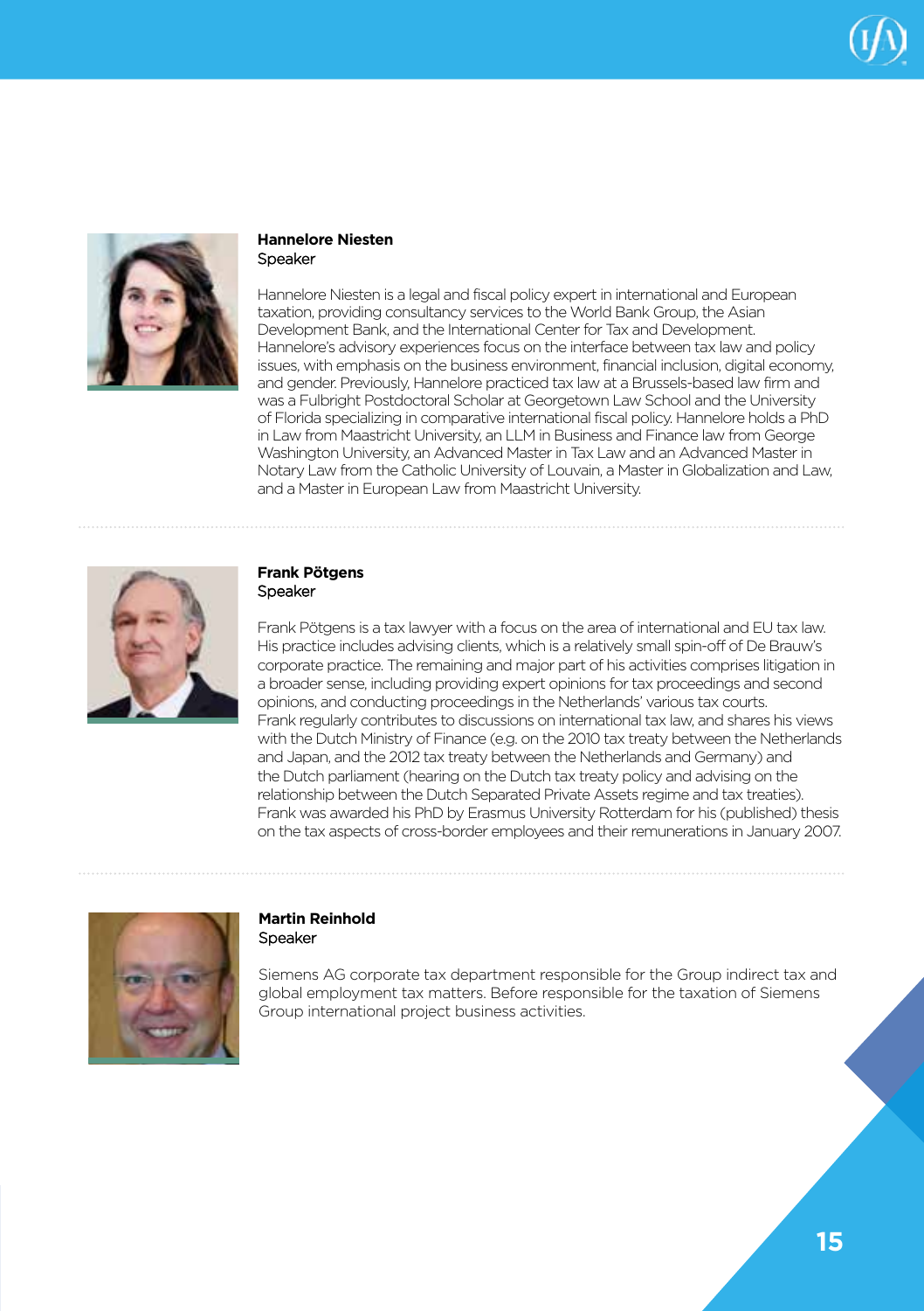**Hannelore Niesten**
Speaker

Hannelore Niesten is a legal and fiscal policy expert in international and European taxation, providing consultancy services to the World Bank Group, the Asian Development Bank, and the International Center for Tax and Development. Hannelore's advisory experiences focus on the interface between tax law and policy issues, with emphasis on the business environment, financial inclusion, digital economy, and gender. Previously, Hannelore practiced tax law at a Brussels-based law firm and was a Fulbright Postdoctoral Scholar at Georgetown Law School and the University of Florida specializing in comparative international fiscal policy. Hannelore holds a PhD in Law from Maastricht University, an LLM in Business and Finance law from George Washington University, an Advanced Master in Tax Law and an Advanced Master in Notary Law from the Catholic University of Louvain, a Master in Globalization and Law, and a Master in European Law from Maastricht University.

---

**Frank Pötgens**
Speaker

Frank Pötgens is a tax lawyer with a focus on the area of international and EU tax law. His practice includes advising clients, which is a relatively small spin-off of De Brauw's corporate practice. The remaining and major part of his activities comprises litigation in a broader sense, including providing expert opinions for tax proceedings and second opinions, and conducting proceedings in the Netherlands' various tax courts. Frank regularly contributes to discussions on international tax law, and shares his views with the Dutch Ministry of Finance (e.g. on the 2010 tax treaty between the Netherlands and Japan, and the 2012 tax treaty between the Netherlands and Germany) and the Dutch parliament (hearing on the Dutch tax treaty policy and advising on the relationship between the Dutch Separated Private Assets regime and tax treaties). Frank was awarded his PhD by Erasmus University Rotterdam for his (published) thesis on the tax aspects of cross-border employees and their remunerations in January 2007.

---

**Martin Reinhold**
Speaker

Siemens AG corporate tax department responsible for the Group indirect tax and global employment tax matters. Before responsible for the taxation of Siemens Group international project business activities.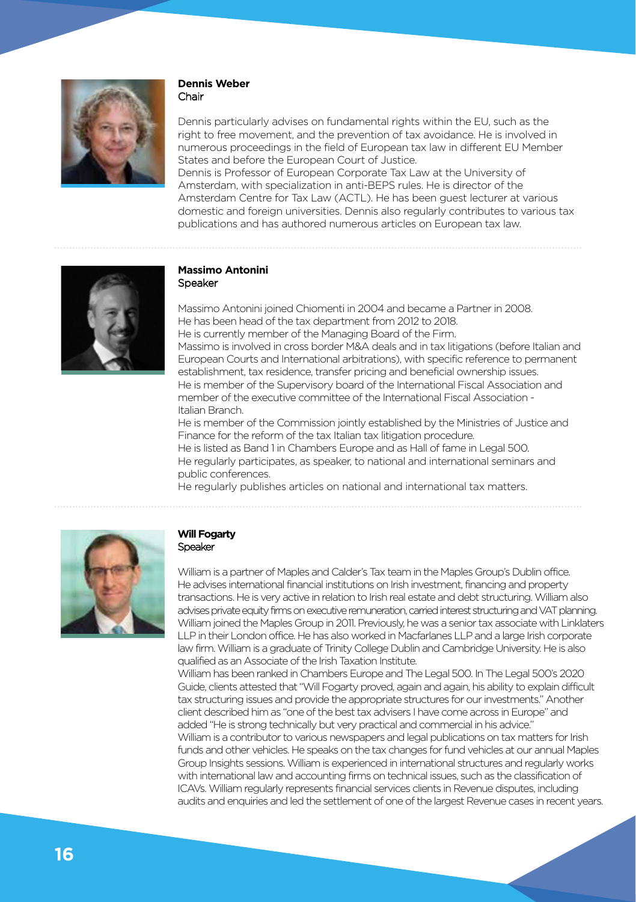**Dennis Weber**
Chair

Dennis particularly advises on fundamental rights within the EU, such as the right to free movement, and the prevention of tax avoidance. He is involved in numerous proceedings in the field of European tax law in different EU Member States and before the European Court of Justice.
Dennis is Professor of European Corporate Tax Law at the University of Amsterdam, with specialization in anti-BEPS rules. He is director of the Amsterdam Centre for Tax Law (ACTL). He has been guest lecturer at various domestic and foreign universities. Dennis also regularly contributes to various tax publications and has authored numerous articles on European tax law.

---

**Massimo Antonini**
Speaker

Massimo Antonini joined Chiomenti in 2004 and became a Partner in 2008.
He has been head of the tax department from 2012 to 2018.
He is currently member of the Managing Board of the Firm.
Massimo is involved in cross border M&A deals and in tax litigations (before Italian and European Courts and International arbitrations), with specific reference to permanent establishment, tax residence, transfer pricing and beneficial ownership issues.
He is member of the Supervisory board of the International Fiscal Association and member of the executive committee of the International Fiscal Association - Italian Branch.
He is member of the Commission jointly established by the Ministries of Justice and Finance for the reform of the tax Italian tax litigation procedure.
He is listed as Band 1 in Chambers Europe and as Hall of fame in Legal 500.
He regularly participates, as speaker, to national and international seminars and public conferences.
He regularly publishes articles on national and international tax matters.

---

**Will Fogarty**
Speaker

William is a partner of Maples and Calder's Tax team in the Maples Group's Dublin office. He advises international financial institutions on Irish investment, financing and property transactions. He is very active in relation to Irish real estate and debt structuring. William also advises private equity firms on executive remuneration, carried interest structuring and VAT planning. William joined the Maples Group in 2011. Previously, he was a senior tax associate with Linklaters LLP in their London office. He has also worked in Macfarlanes LLP and a large Irish corporate law firm. William is a graduate of Trinity College Dublin and Cambridge University. He is also qualified as an Associate of the Irish Taxation Institute.
William has been ranked in Chambers Europe and The Legal 500. In The Legal 500's 2020 Guide, clients attested that "Will Fogarty proved, again and again, his ability to explain difficult tax structuring issues and provide the appropriate structures for our investments." Another client described him as "one of the best tax advisers I have come across in Europe" and added "He is strong technically but very practical and commercial in his advice."
William is a contributor to various newspapers and legal publications on tax matters for Irish funds and other vehicles. He speaks on the tax changes for fund vehicles at our annual Maples Group Insights sessions. William is experienced in international structures and regularly works with international law and accounting firms on technical issues, such as the classification of ICAVs. William regularly represents financial services clients in Revenue disputes, including audits and enquiries and led the settlement of one of the largest Revenue cases in recent years.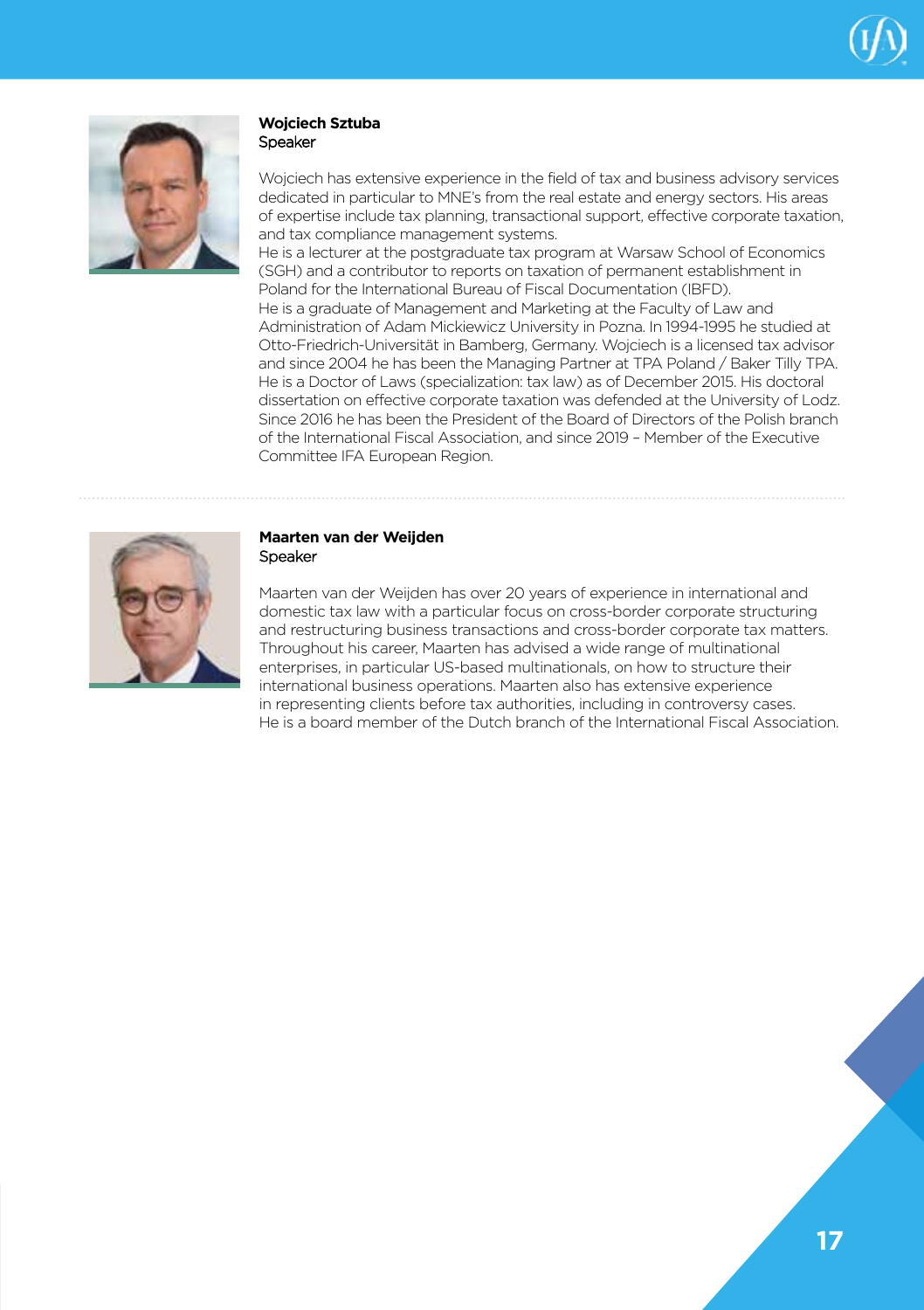**Wojciech Sztuba**
Speaker

Wojciech has extensive experience in the field of tax and business advisory services dedicated in particular to MNE's from the real estate and energy sectors. His areas of expertise include tax planning, transactional support, effective corporate taxation, and tax compliance management systems.
He is a lecturer at the postgraduate tax program at Warsaw School of Economics (SGH) and a contributor to reports on taxation of permanent establishment in Poland for the International Bureau of Fiscal Documentation (IBFD).
He is a graduate of Management and Marketing at the Faculty of Law and Administration of Adam Mickiewicz University in Pozna. In 1994-1995 he studied at Otto-Friedrich-Universität in Bamberg, Germany. Wojciech is a licensed tax advisor and since 2004 he has been the Managing Partner at TPA Poland / Baker Tilly TPA. He is a Doctor of Laws (specialization: tax law) as of December 2015. His doctoral dissertation on effective corporate taxation was defended at the University of Lodz. Since 2016 he has been the President of the Board of Directors of the Polish branch of the International Fiscal Association, and since 2019 – Member of the Executive Committee IFA European Region.

---

**Maarten van der Weijden**
Speaker

Maarten van der Weijden has over 20 years of experience in international and domestic tax law with a particular focus on cross-border corporate structuring and restructuring business transactions and cross-border corporate tax matters. Throughout his career, Maarten has advised a wide range of multinational enterprises, in particular US-based multinationals, on how to structure their international business operations. Maarten also has extensive experience in representing clients before tax authorities, including in controversy cases. He is a board member of the Dutch branch of the International Fiscal Association.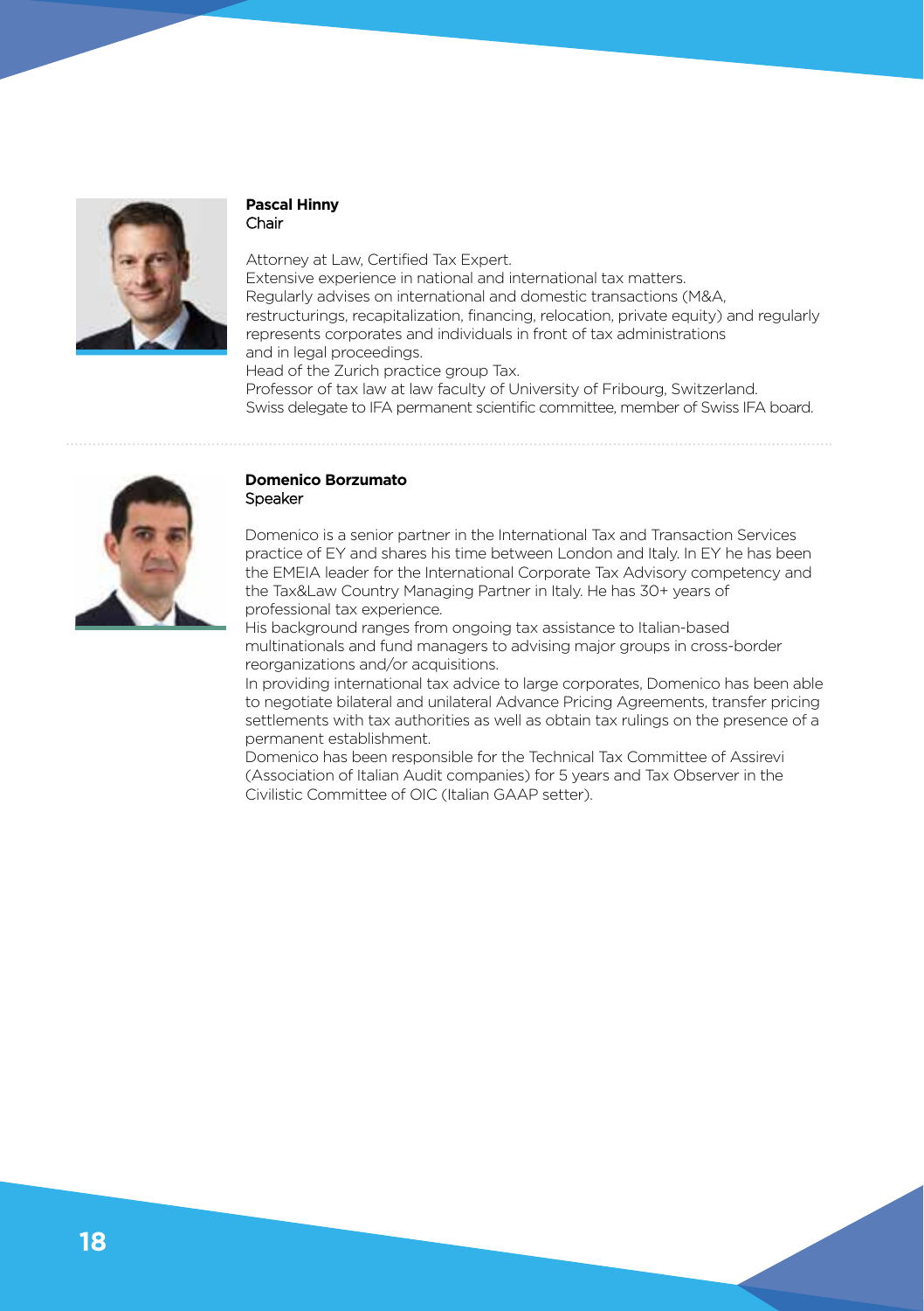**Pascal Hinny**
Chair

Attorney at Law, Certified Tax Expert.
Extensive experience in national and international tax matters.
Regularly advises on international and domestic transactions (M&A, restructurings, recapitalization, financing, relocation, private equity) and regularly represents corporates and individuals in front of tax administrations and in legal proceedings.
Head of the Zurich practice group Tax.
Professor of tax law at law faculty of University of Fribourg, Switzerland.
Swiss delegate to IFA permanent scientific committee, member of Swiss IFA board.

---

**Domenico Borzumato**
Speaker

Domenico is a senior partner in the International Tax and Transaction Services practice of EY and shares his time between London and Italy. In EY he has been the EMEIA leader for the International Corporate Tax Advisory competency and the Tax&Law Country Managing Partner in Italy. He has 30+ years of professional tax experience.
His background ranges from ongoing tax assistance to Italian-based multinationals and fund managers to advising major groups in cross-border reorganizations and/or acquisitions.
In providing international tax advice to large corporates, Domenico has been able to negotiate bilateral and unilateral Advance Pricing Agreements, transfer pricing settlements with tax authorities as well as obtain tax rulings on the presence of a permanent establishment.
Domenico has been responsible for the Technical Tax Committee of Assirevi (Association of Italian Audit companies) for 5 years and Tax Observer in the Civilistic Committee of OIC (Italian GAAP setter).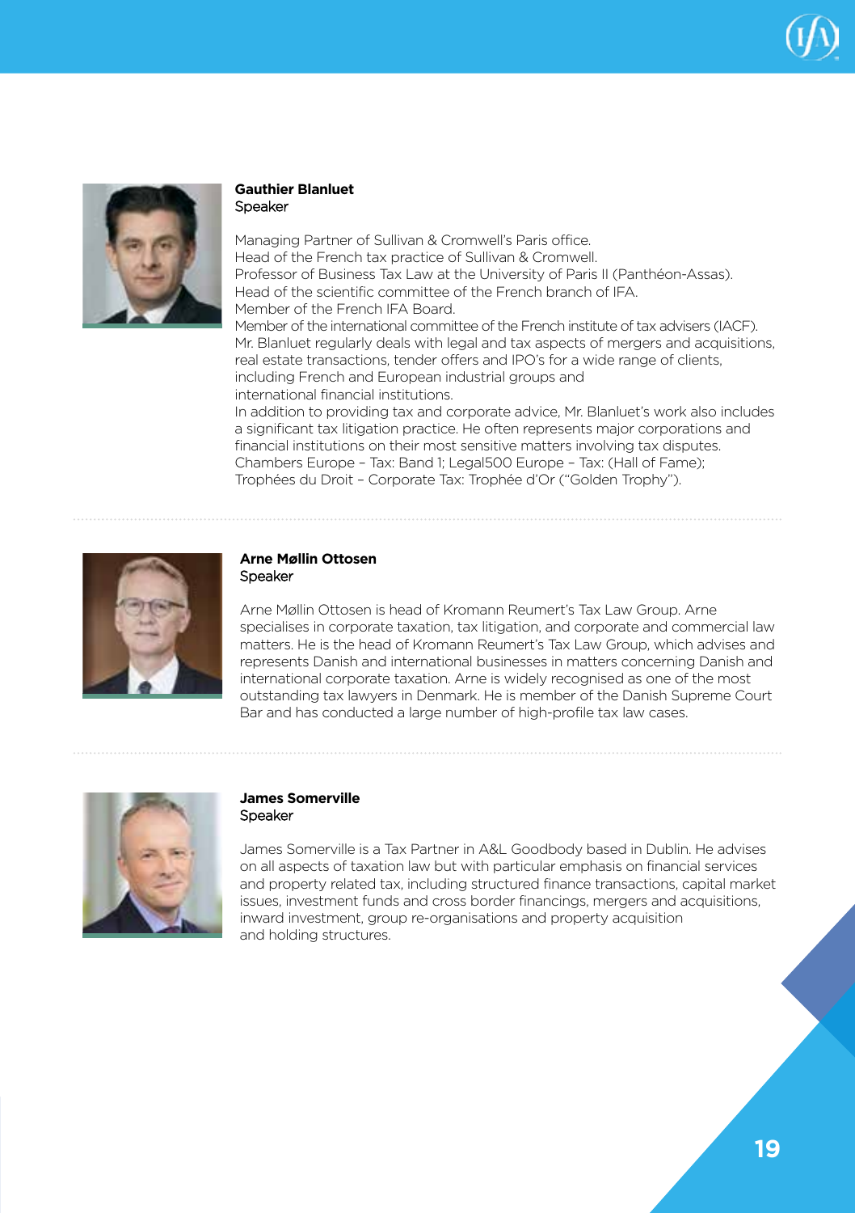**Gauthier Blanluet**
Speaker

Managing Partner of Sullivan & Cromwell's Paris office.
Head of the French tax practice of Sullivan & Cromwell.
Professor of Business Tax Law at the University of Paris II (Panthéon-Assas).
Head of the scientific committee of the French branch of IFA.
Member of the French IFA Board.
Member of the international committee of the French institute of tax advisers (IACF).
Mr. Blanluet regularly deals with legal and tax aspects of mergers and acquisitions, real estate transactions, tender offers and IPO's for a wide range of clients, including French and European industrial groups and international financial institutions.
In addition to providing tax and corporate advice, Mr. Blanluet's work also includes a significant tax litigation practice. He often represents major corporations and financial institutions on their most sensitive matters involving tax disputes.
Chambers Europe – Tax: Band 1; Legal500 Europe – Tax: (Hall of Fame);
Trophées du Droit – Corporate Tax: Trophée d'Or ("Golden Trophy").

---

**Arne Møllin Ottosen**
Speaker

Arne Møllin Ottosen is head of Kromann Reumert's Tax Law Group. Arne specialises in corporate taxation, tax litigation, and corporate and commercial law matters. He is the head of Kromann Reumert's Tax Law Group, which advises and represents Danish and international businesses in matters concerning Danish and international corporate taxation. Arne is widely recognised as one of the most outstanding tax lawyers in Denmark. He is member of the Danish Supreme Court Bar and has conducted a large number of high-profile tax law cases.

---

**James Somerville**
Speaker

James Somerville is a Tax Partner in A&L Goodbody based in Dublin. He advises on all aspects of taxation law but with particular emphasis on financial services and property related tax, including structured finance transactions, capital market issues, investment funds and cross border financings, mergers and acquisitions, inward investment, group re-organisations and property acquisition and holding structures.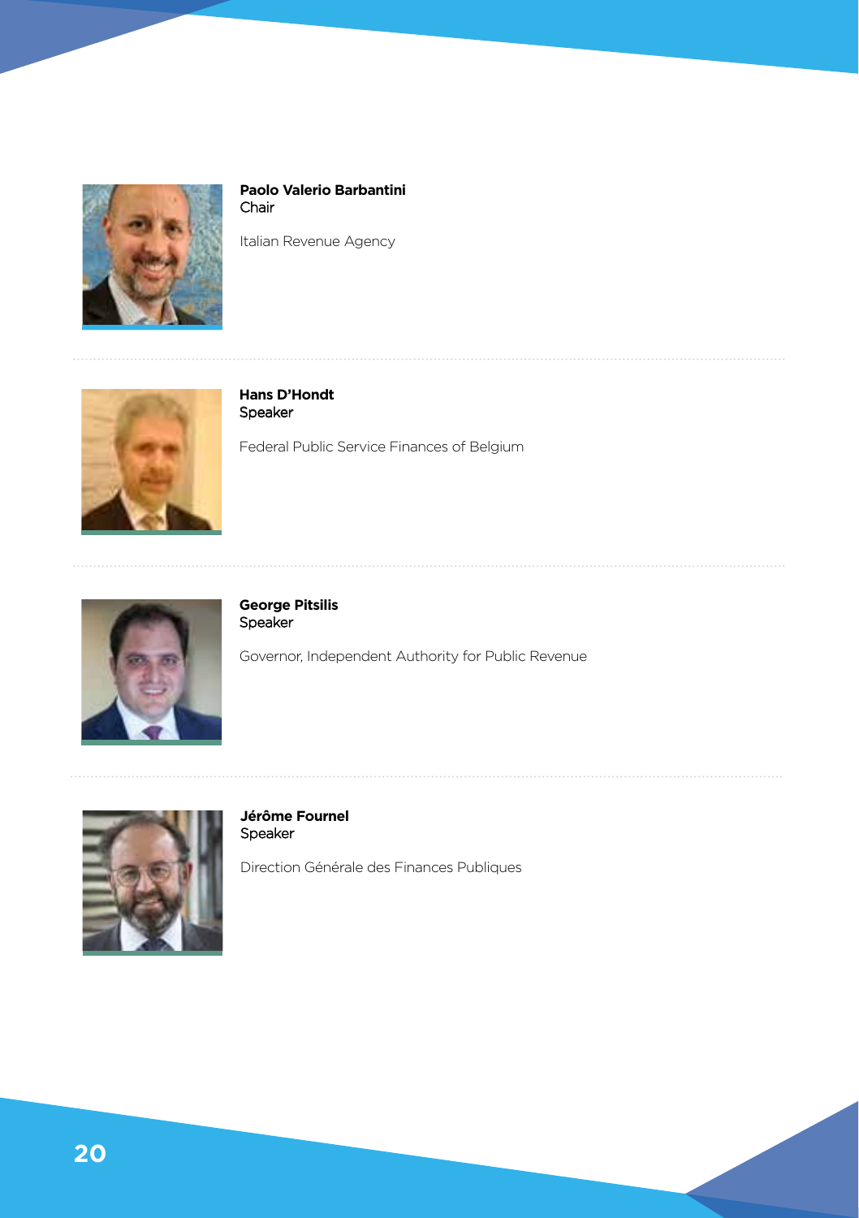**Paolo Valerio Barbantini**
Chair

Italian Revenue Agency

---

**Hans D'Hondt**
Speaker

Federal Public Service Finances of Belgium

---

**George Pitsilis**
Speaker

Governor, Independent Authority for Public Revenue

---

**Jérôme Fournel**
Speaker

Direction Générale des Finances Publiques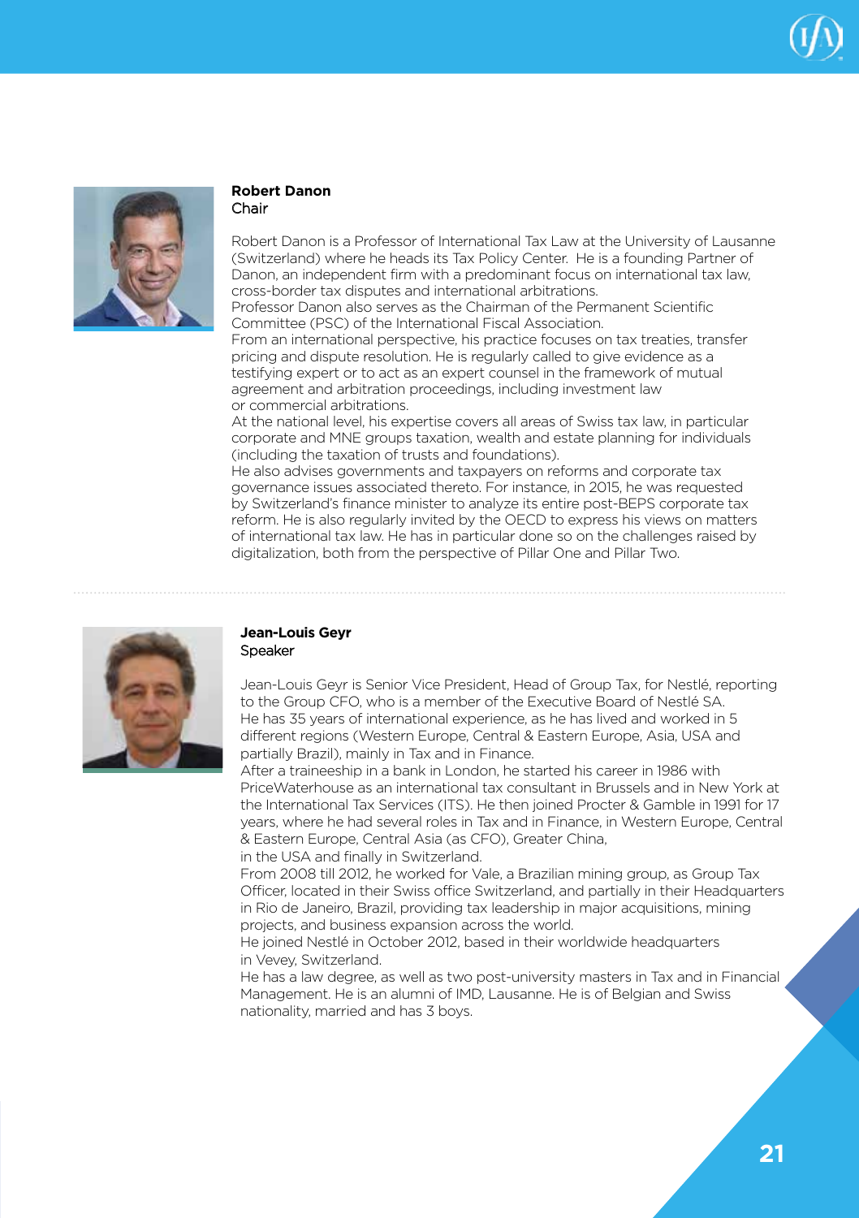**Robert Danon**
Chair

Robert Danon is a Professor of International Tax Law at the University of Lausanne (Switzerland) where he heads its Tax Policy Center. He is a founding Partner of Danon, an independent firm with a predominant focus on international tax law, cross-border tax disputes and international arbitrations.
Professor Danon also serves as the Chairman of the Permanent Scientific Committee (PSC) of the International Fiscal Association.
From an international perspective, his practice focuses on tax treaties, transfer pricing and dispute resolution. He is regularly called to give evidence as a testifying expert or to act as an expert counsel in the framework of mutual agreement and arbitration proceedings, including investment law or commercial arbitrations.
At the national level, his expertise covers all areas of Swiss tax law, in particular corporate and MNE groups taxation, wealth and estate planning for individuals (including the taxation of trusts and foundations).
He also advises governments and taxpayers on reforms and corporate tax governance issues associated thereto. For instance, in 2015, he was requested by Switzerland's finance minister to analyze its entire post-BEPS corporate tax reform. He is also regularly invited by the OECD to express his views on matters of international tax law. He has in particular done so on the challenges raised by digitalization, both from the perspective of Pillar One and Pillar Two.

---

**Jean-Louis Geyr**
Speaker

Jean-Louis Geyr is Senior Vice President, Head of Group Tax, for Nestlé, reporting to the Group CFO, who is a member of the Executive Board of Nestlé SA.
He has 35 years of international experience, as he has lived and worked in 5 different regions (Western Europe, Central & Eastern Europe, Asia, USA and partially Brazil), mainly in Tax and in Finance.
After a traineeship in a bank in London, he started his career in 1986 with PriceWaterhouse as an international tax consultant in Brussels and in New York at the International Tax Services (ITS). He then joined Procter & Gamble in 1991 for 17 years, where he had several roles in Tax and in Finance, in Western Europe, Central & Eastern Europe, Central Asia (as CFO), Greater China, in the USA and finally in Switzerland.
From 2008 till 2012, he worked for Vale, a Brazilian mining group, as Group Tax Officer, located in their Swiss office Switzerland, and partially in their Headquarters in Rio de Janeiro, Brazil, providing tax leadership in major acquisitions, mining projects, and business expansion across the world.
He joined Nestlé in October 2012, based in their worldwide headquarters in Vevey, Switzerland.
He has a law degree, as well as two post-university masters in Tax and in Financial Management. He is an alumni of IMD, Lausanne. He is of Belgian and Swiss nationality, married and has 3 boys.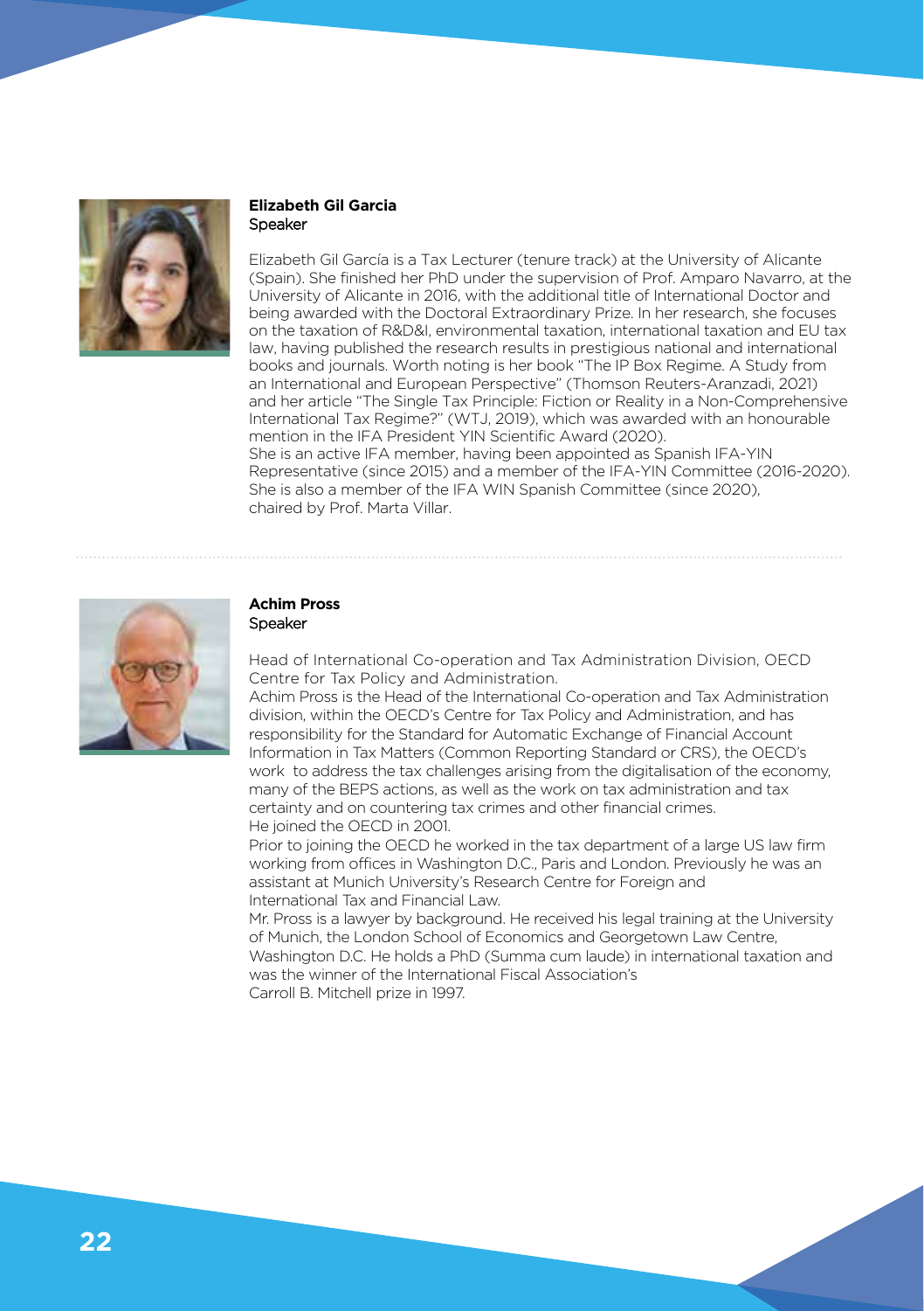**Elizabeth Gil Garcia**
Speaker

Elizabeth Gil García is a Tax Lecturer (tenure track) at the University of Alicante (Spain). She finished her PhD under the supervision of Prof. Amparo Navarro, at the University of Alicante in 2016, with the additional title of International Doctor and being awarded with the Doctoral Extraordinary Prize. In her research, she focuses on the taxation of R&D&I, environmental taxation, international taxation and EU tax law, having published the research results in prestigious national and international books and journals. Worth noting is her book "The IP Box Regime. A Study from an International and European Perspective" (Thomson Reuters-Aranzadi, 2021) and her article "The Single Tax Principle: Fiction or Reality in a Non-Comprehensive International Tax Regime?" (WTJ, 2019), which was awarded with an honourable mention in the IFA President YIN Scientific Award (2020).
She is an active IFA member, having been appointed as Spanish IFA-YIN Representative (since 2015) and a member of the IFA-YIN Committee (2016-2020). She is also a member of the IFA WIN Spanish Committee (since 2020), chaired by Prof. Marta Villar.

---

**Achim Pross**
Speaker

Head of International Co-operation and Tax Administration Division, OECD Centre for Tax Policy and Administration.
Achim Pross is the Head of the International Co-operation and Tax Administration division, within the OECD's Centre for Tax Policy and Administration, and has responsibility for the Standard for Automatic Exchange of Financial Account Information in Tax Matters (Common Reporting Standard or CRS), the OECD's work to address the tax challenges arising from the digitalisation of the economy, many of the BEPS actions, as well as the work on tax administration and tax certainty and on countering tax crimes and other financial crimes.
He joined the OECD in 2001.
Prior to joining the OECD he worked in the tax department of a large US law firm working from offices in Washington D.C., Paris and London. Previously he was an assistant at Munich University's Research Centre for Foreign and International Tax and Financial Law.
Mr. Pross is a lawyer by background. He received his legal training at the University of Munich, the London School of Economics and Georgetown Law Centre, Washington D.C. He holds a PhD (Summa cum laude) in international taxation and was the winner of the International Fiscal Association's Carroll B. Mitchell prize in 1997.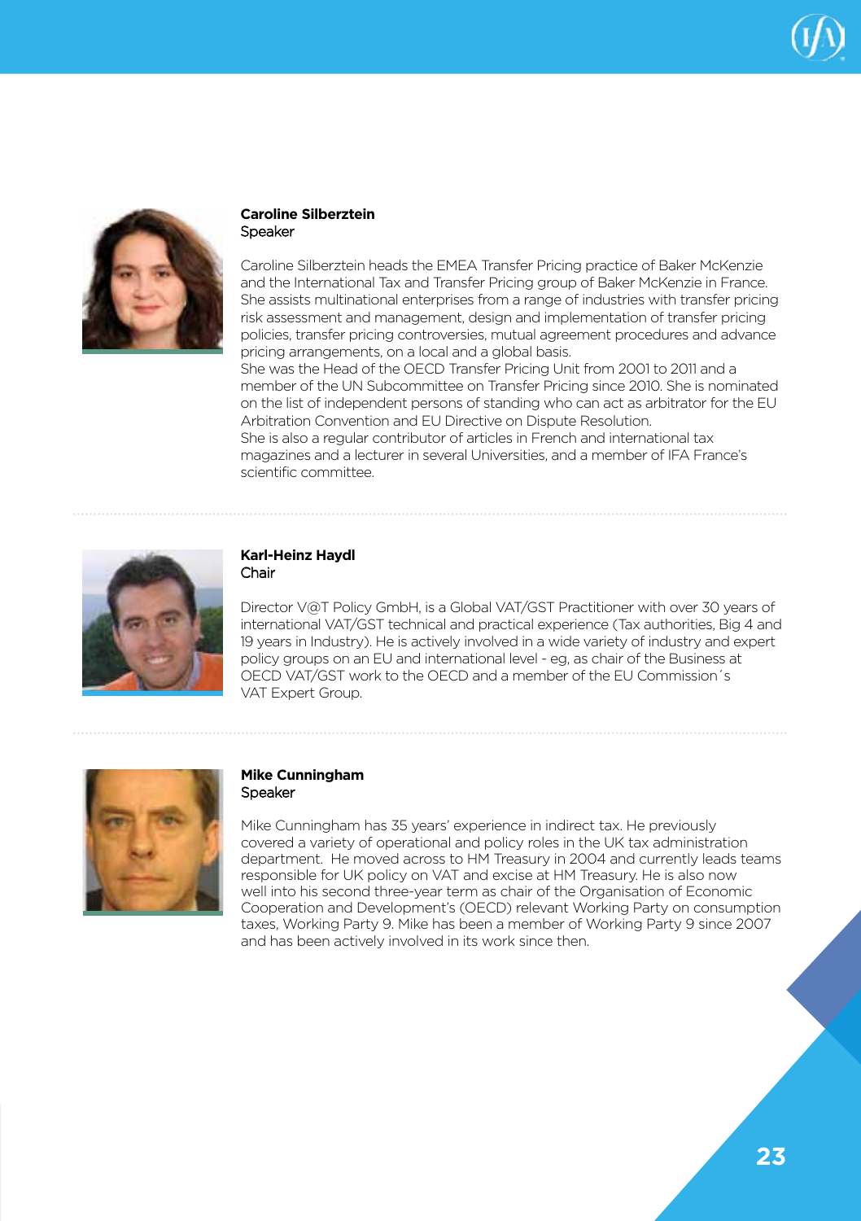**Caroline Silberztein**
Speaker

Caroline Silberztein heads the EMEA Transfer Pricing practice of Baker McKenzie and the International Tax and Transfer Pricing group of Baker McKenzie in France. She assists multinational enterprises from a range of industries with transfer pricing risk assessment and management, design and implementation of transfer pricing policies, transfer pricing controversies, mutual agreement procedures and advance pricing arrangements, on a local and a global basis.
She was the Head of the OECD Transfer Pricing Unit from 2001 to 2011 and a member of the UN Subcommittee on Transfer Pricing since 2010. She is nominated on the list of independent persons of standing who can act as arbitrator for the EU Arbitration Convention and EU Directive on Dispute Resolution.
She is also a regular contributor of articles in French and international tax magazines and a lecturer in several Universities, and a member of IFA France's scientific committee.

---

**Karl-Heinz Haydl**
Chair

Director V@T Policy GmbH, is a Global VAT/GST Practitioner with over 30 years of international VAT/GST technical and practical experience (Tax authorities, Big 4 and 19 years in Industry). He is actively involved in a wide variety of industry and expert policy groups on an EU and international level - eg, as chair of the Business at OECD VAT/GST work to the OECD and a member of the EU Commission´s VAT Expert Group.

---

**Mike Cunningham**
Speaker

Mike Cunningham has 35 years' experience in indirect tax. He previously covered a variety of operational and policy roles in the UK tax administration department. He moved across to HM Treasury in 2004 and currently leads teams responsible for UK policy on VAT and excise at HM Treasury. He is also now well into his second three-year term as chair of the Organisation of Economic Cooperation and Development's (OECD) relevant Working Party on consumption taxes, Working Party 9. Mike has been a member of Working Party 9 since 2007 and has been actively involved in its work since then.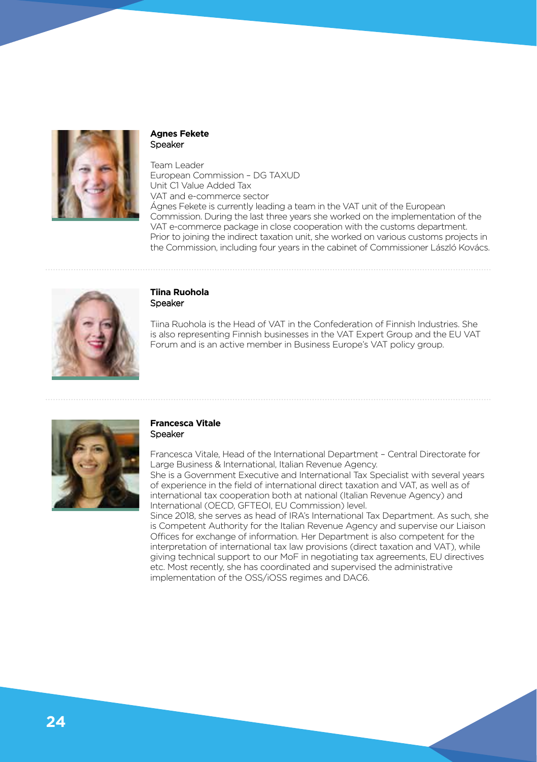**Agnes Fekete**
Speaker

Team Leader
European Commission – DG TAXUD
Unit C1 Value Added Tax
VAT and e-commerce sector
Ágnes Fekete is currently leading a team in the VAT unit of the European Commission. During the last three years she worked on the implementation of the VAT e-commerce package in close cooperation with the customs department. Prior to joining the indirect taxation unit, she worked on various customs projects in the Commission, including four years in the cabinet of Commissioner László Kovács.

---

**Tiina Ruohola**
Speaker

Tiina Ruohola is the Head of VAT in the Confederation of Finnish Industries. She is also representing Finnish businesses in the VAT Expert Group and the EU VAT Forum and is an active member in Business Europe's VAT policy group.

---

**Francesca Vitale**
Speaker

Francesca Vitale, Head of the International Department – Central Directorate for Large Business & International, Italian Revenue Agency.
She is a Government Executive and International Tax Specialist with several years of experience in the field of international direct taxation and VAT, as well as of international tax cooperation both at national (Italian Revenue Agency) and International (OECD, GFTEOI, EU Commission) level.
Since 2018, she serves as head of IRA's International Tax Department. As such, she is Competent Authority for the Italian Revenue Agency and supervise our Liaison Offices for exchange of information. Her Department is also competent for the interpretation of international tax law provisions (direct taxation and VAT), while giving technical support to our MoF in negotiating tax agreements, EU directives etc. Most recently, she has coordinated and supervised the administrative implementation of the OSS/iOSS regimes and DAC6.